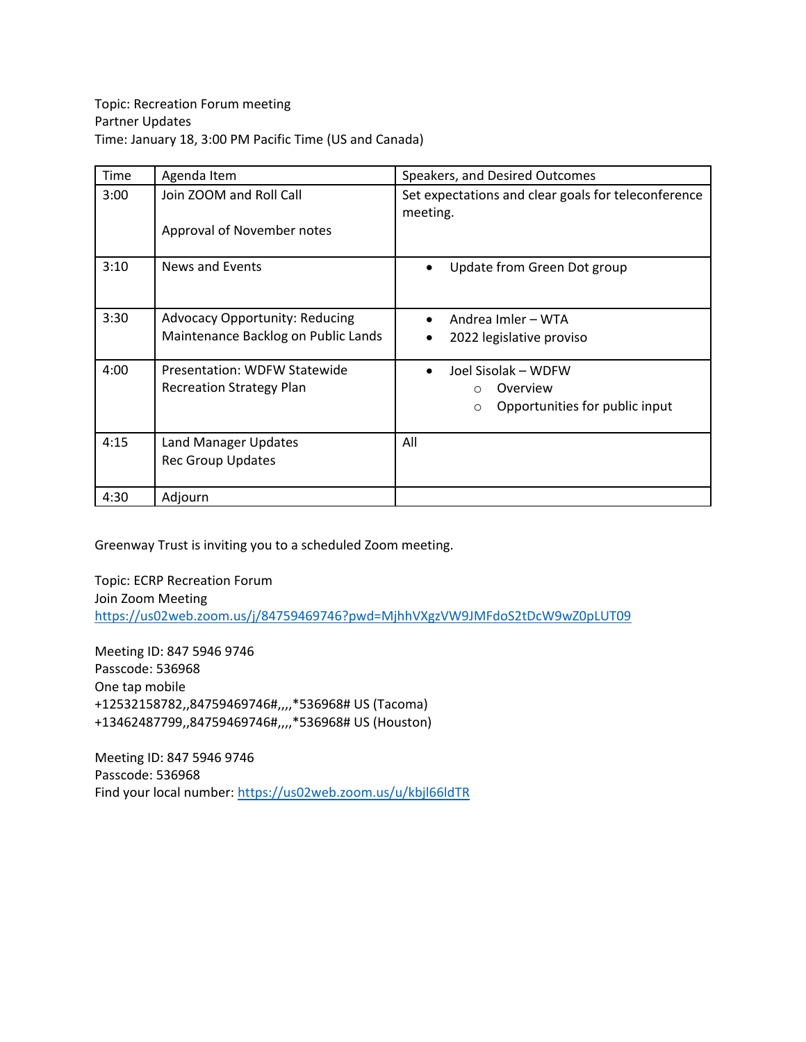Topic: Recreation Forum meeting
Partner Updates
Time: January 18, 3:00 PM Pacific Time (US and Canada)

| Time | Agenda Item | Speakers, and Desired Outcomes |
|---|---|---|
| 3:00 | Join ZOOM and Roll Call<br><br>Approval of November notes | Set expectations and clear goals for teleconference meeting. |
| 3:10 | News and Events | • Update from Green Dot group |
| 3:30 | Advocacy Opportunity: Reducing Maintenance Backlog on Public Lands | • Andrea Imler – WTA<br>• 2022 legislative proviso |
| 4:00 | Presentation: WDFW Statewide Recreation Strategy Plan | • Joel Sisolak – WDFW<br>  ○ Overview<br>  ○ Opportunities for public input |
| 4:15 | Land Manager Updates<br>Rec Group Updates | All |
| 4:30 | Adjourn | |

Greenway Trust is inviting you to a scheduled Zoom meeting.

Topic: ECRP Recreation Forum
Join Zoom Meeting
https://us02web.zoom.us/j/84759469746?pwd=MjhhVXgzVW9JMFdoS2tDcW9wZ0pLUT09

Meeting ID: 847 5946 9746
Passcode: 536968
One tap mobile
+12532158782,,84759469746#,,,,*536968# US (Tacoma)
+13462487799,,84759469746#,,,,*536968# US (Houston)

Meeting ID: 847 5946 9746
Passcode: 536968
Find your local number: https://us02web.zoom.us/u/kbjl66ldTR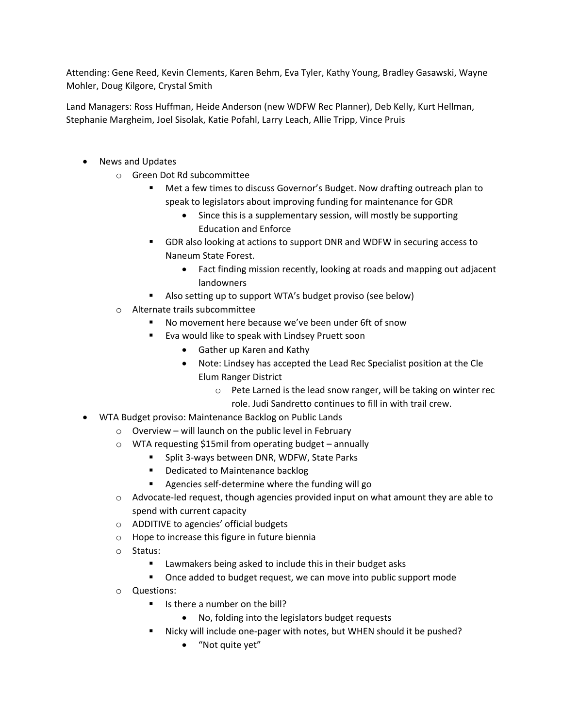Attending: Gene Reed, Kevin Clements, Karen Behm, Eva Tyler, Kathy Young, Bradley Gasawski, Wayne Mohler, Doug Kilgore, Crystal Smith

Land Managers: Ross Huffman, Heide Anderson (new WDFW Rec Planner), Deb Kelly, Kurt Hellman, Stephanie Margheim, Joel Sisolak, Katie Pofahl, Larry Leach, Allie Tripp, Vince Pruis

- News and Updates
  - Green Dot Rd subcommittee
    - Met a few times to discuss Governor's Budget. Now drafting outreach plan to speak to legislators about improving funding for maintenance for GDR
      - Since this is a supplementary session, will mostly be supporting Education and Enforce
    - GDR also looking at actions to support DNR and WDFW in securing access to Naneum State Forest.
      - Fact finding mission recently, looking at roads and mapping out adjacent landowners
    - Also setting up to support WTA's budget proviso (see below)
  - Alternate trails subcommittee
    - No movement here because we've been under 6ft of snow
    - Eva would like to speak with Lindsey Pruett soon
      - Gather up Karen and Kathy
      - Note: Lindsey has accepted the Lead Rec Specialist position at the Cle Elum Ranger District
        - Pete Larned is the lead snow ranger, will be taking on winter rec role. Judi Sandretto continues to fill in with trail crew.
- WTA Budget proviso: Maintenance Backlog on Public Lands
  - Overview – will launch on the public level in February
  - WTA requesting $15mil from operating budget – annually
    - Split 3-ways between DNR, WDFW, State Parks
    - Dedicated to Maintenance backlog
    - Agencies self-determine where the funding will go
  - Advocate-led request, though agencies provided input on what amount they are able to spend with current capacity
  - ADDITIVE to agencies' official budgets
  - Hope to increase this figure in future biennia
  - Status:
    - Lawmakers being asked to include this in their budget asks
    - Once added to budget request, we can move into public support mode
  - Questions:
    - Is there a number on the bill?
      - No, folding into the legislators budget requests
    - Nicky will include one-pager with notes, but WHEN should it be pushed?
      - "Not quite yet"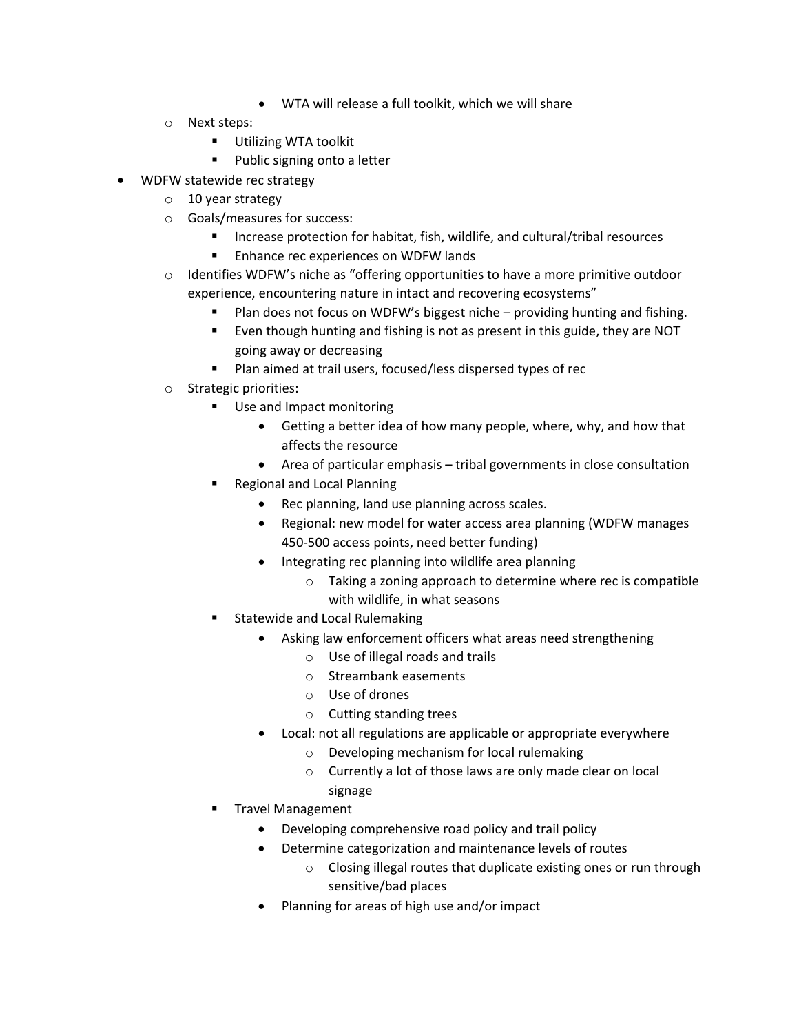- WTA will release a full toolkit, which we will share
  - Next steps:
    - Utilizing WTA toolkit
    - Public signing onto a letter
- WDFW statewide rec strategy
  - 10 year strategy
  - Goals/measures for success:
    - Increase protection for habitat, fish, wildlife, and cultural/tribal resources
    - Enhance rec experiences on WDFW lands
  - Identifies WDFW's niche as "offering opportunities to have a more primitive outdoor experience, encountering nature in intact and recovering ecosystems"
    - Plan does not focus on WDFW's biggest niche – providing hunting and fishing.
    - Even though hunting and fishing is not as present in this guide, they are NOT going away or decreasing
    - Plan aimed at trail users, focused/less dispersed types of rec
  - Strategic priorities:
    - Use and Impact monitoring
      - Getting a better idea of how many people, where, why, and how that affects the resource
      - Area of particular emphasis – tribal governments in close consultation
    - Regional and Local Planning
      - Rec planning, land use planning across scales.
      - Regional: new model for water access area planning (WDFW manages 450-500 access points, need better funding)
      - Integrating rec planning into wildlife area planning
        - Taking a zoning approach to determine where rec is compatible with wildlife, in what seasons
    - Statewide and Local Rulemaking
      - Asking law enforcement officers what areas need strengthening
        - Use of illegal roads and trails
        - Streambank easements
        - Use of drones
        - Cutting standing trees
      - Local: not all regulations are applicable or appropriate everywhere
        - Developing mechanism for local rulemaking
        - Currently a lot of those laws are only made clear on local signage
    - Travel Management
      - Developing comprehensive road policy and trail policy
      - Determine categorization and maintenance levels of routes
        - Closing illegal routes that duplicate existing ones or run through sensitive/bad places
      - Planning for areas of high use and/or impact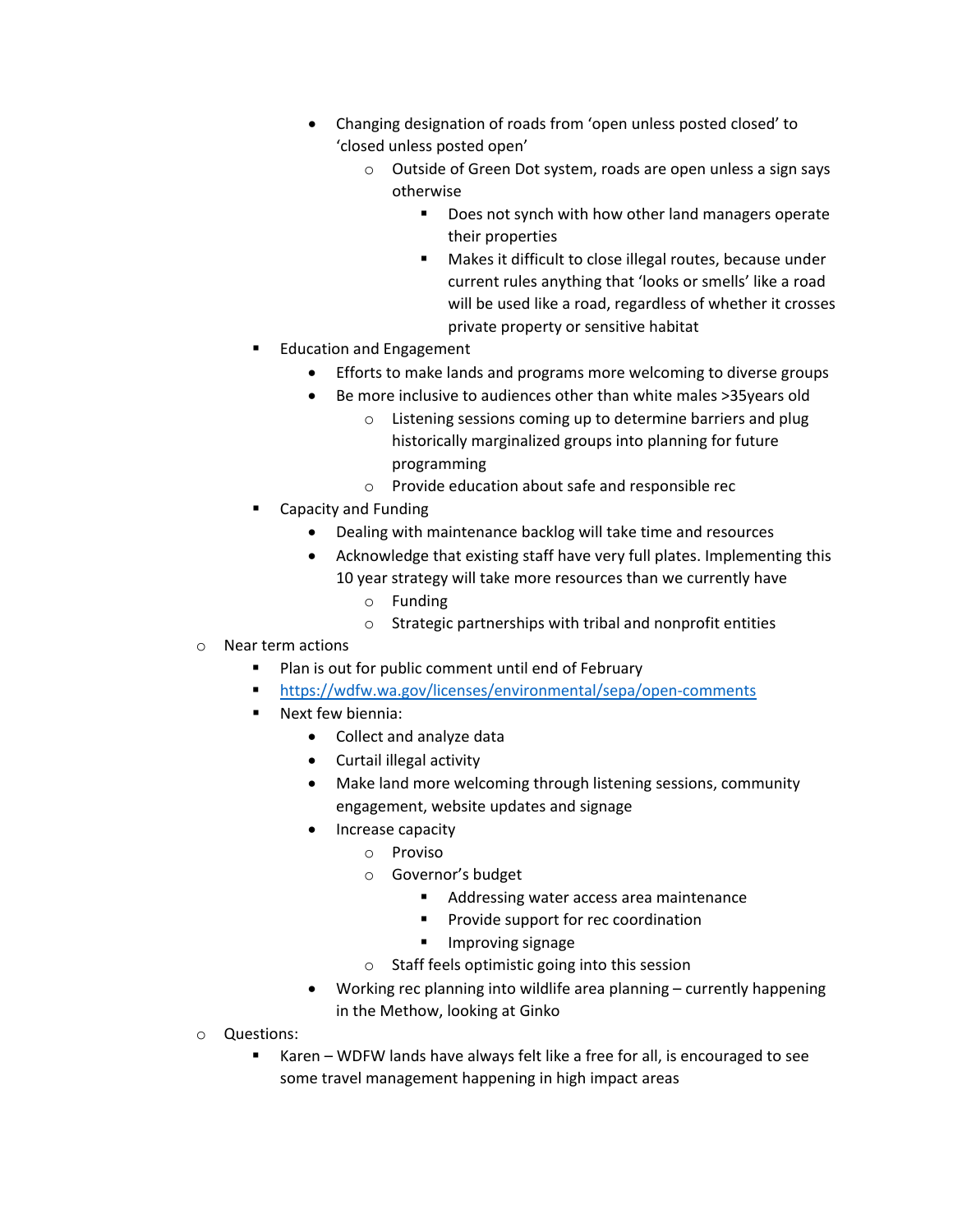- Changing designation of roads from 'open unless posted closed' to 'closed unless posted open'
  - Outside of Green Dot system, roads are open unless a sign says otherwise
    - Does not synch with how other land managers operate their properties
    - Makes it difficult to close illegal routes, because under current rules anything that 'looks or smells' like a road will be used like a road, regardless of whether it crosses private property or sensitive habitat

- Education and Engagement
  - Efforts to make lands and programs more welcoming to diverse groups
  - Be more inclusive to audiences other than white males >35years old
    - Listening sessions coming up to determine barriers and plug historically marginalized groups into planning for future programming
    - Provide education about safe and responsible rec
- Capacity and Funding
  - Dealing with maintenance backlog will take time and resources
  - Acknowledge that existing staff have very full plates. Implementing this 10 year strategy will take more resources than we currently have
    - Funding
    - Strategic partnerships with tribal and nonprofit entities

- Near term actions
  - Plan is out for public comment until end of February
  - https://wdfw.wa.gov/licenses/environmental/sepa/open-comments
  - Next few biennia:
    - Collect and analyze data
    - Curtail illegal activity
    - Make land more welcoming through listening sessions, community engagement, website updates and signage
    - Increase capacity
      - Proviso
      - Governor's budget
        - Addressing water access area maintenance
        - Provide support for rec coordination
        - Improving signage
      - Staff feels optimistic going into this session
    - Working rec planning into wildlife area planning – currently happening in the Methow, looking at Ginko
- Questions:
  - Karen – WDFW lands have always felt like a free for all, is encouraged to see some travel management happening in high impact areas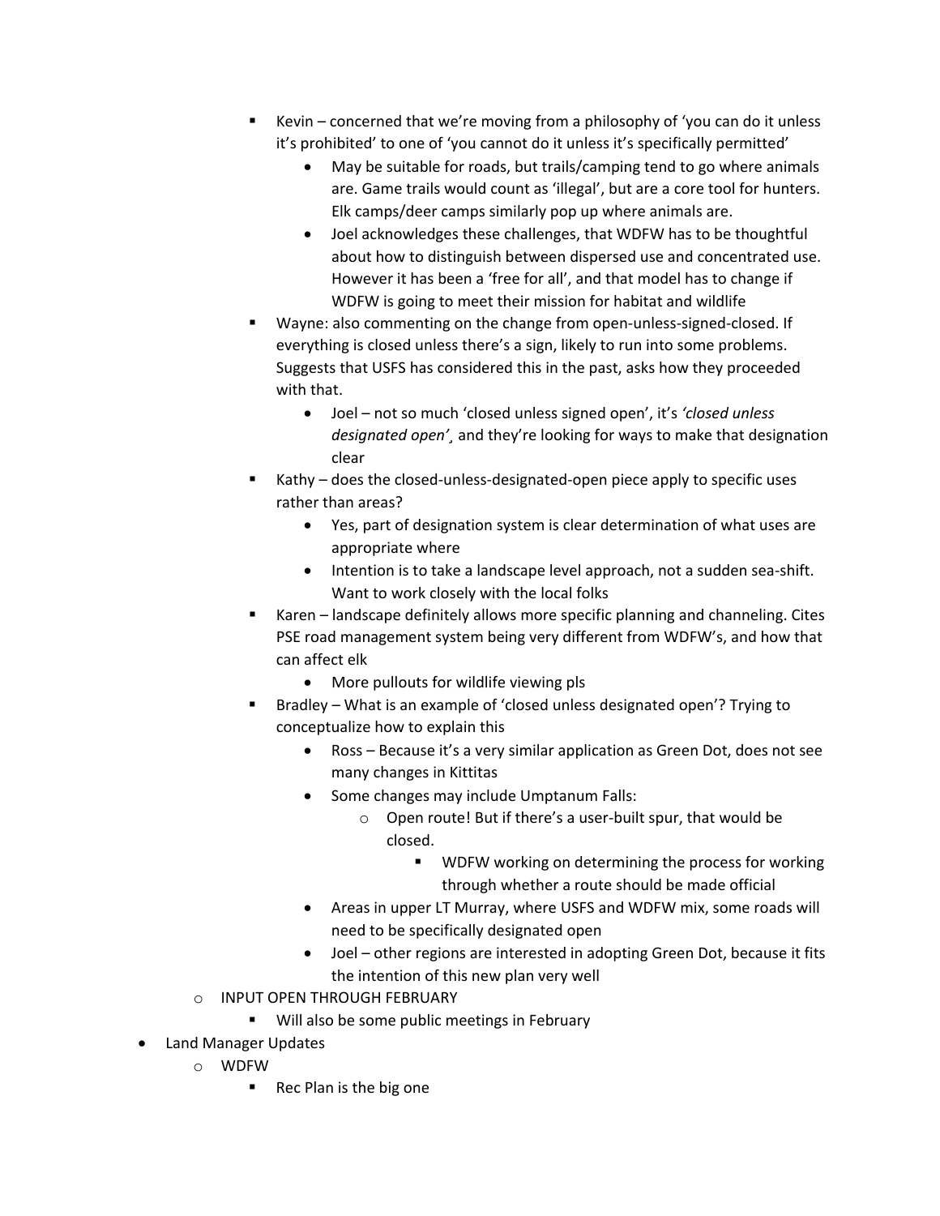- Kevin – concerned that we're moving from a philosophy of 'you can do it unless it's prohibited' to one of 'you cannot do it unless it's specifically permitted'
            - May be suitable for roads, but trails/camping tend to go where animals are. Game trails would count as 'illegal', but are a core tool for hunters. Elk camps/deer camps similarly pop up where animals are.
            - Joel acknowledges these challenges, that WDFW has to be thoughtful about how to distinguish between dispersed use and concentrated use. However it has been a 'free for all', and that model has to change if WDFW is going to meet their mission for habitat and wildlife
        - Wayne: also commenting on the change from open-unless-signed-closed. If everything is closed unless there's a sign, likely to run into some problems. Suggests that USFS has considered this in the past, asks how they proceeded with that.
            - Joel – not so much 'closed unless signed open', it's *'closed unless designated open'*¸ and they're looking for ways to make that designation clear
        - Kathy – does the closed-unless-designated-open piece apply to specific uses rather than areas?
            - Yes, part of designation system is clear determination of what uses are appropriate where
            - Intention is to take a landscape level approach, not a sudden sea-shift. Want to work closely with the local folks
        - Karen – landscape definitely allows more specific planning and channeling. Cites PSE road management system being very different from WDFW's, and how that can affect elk
            - More pullouts for wildlife viewing pls
        - Bradley – What is an example of 'closed unless designated open'? Trying to conceptualize how to explain this
            - Ross – Because it's a very similar application as Green Dot, does not see many changes in Kittitas
            - Some changes may include Umptanum Falls:
                - Open route! But if there's a user-built spur, that would be closed.
                    - WDFW working on determining the process for working through whether a route should be made official
            - Areas in upper LT Murray, where USFS and WDFW mix, some roads will need to be specifically designated open
            - Joel – other regions are interested in adopting Green Dot, because it fits the intention of this new plan very well
    - INPUT OPEN THROUGH FEBRUARY
        - Will also be some public meetings in February
- Land Manager Updates
    - WDFW
        - Rec Plan is the big one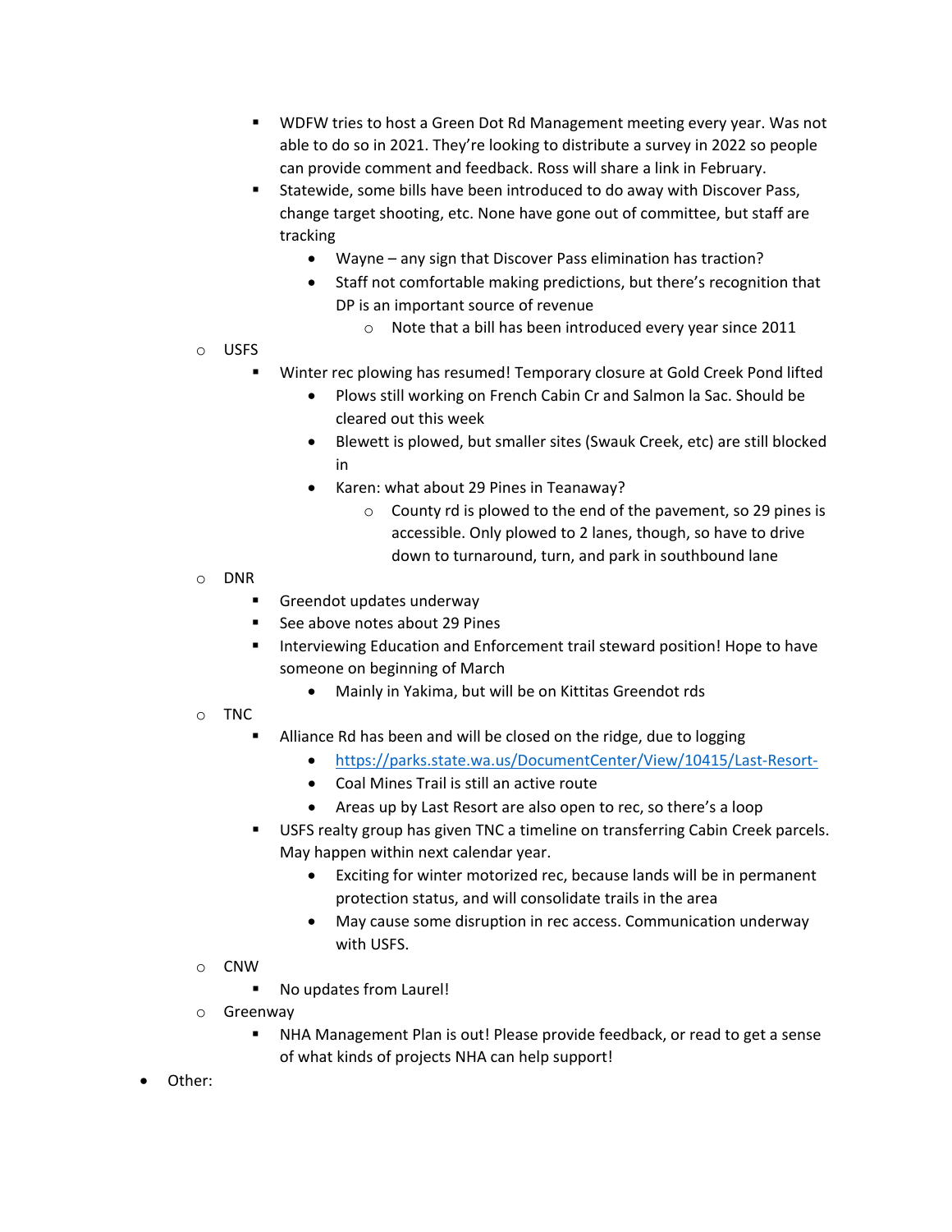- WDFW tries to host a Green Dot Rd Management meeting every year. Was not able to do so in 2021. They're looking to distribute a survey in 2022 so people can provide comment and feedback. Ross will share a link in February.
        - Statewide, some bills have been introduced to do away with Discover Pass, change target shooting, etc. None have gone out of committee, but staff are tracking
            - Wayne – any sign that Discover Pass elimination has traction?
            - Staff not comfortable making predictions, but there's recognition that DP is an important source of revenue
                - Note that a bill has been introduced every year since 2011
    - USFS
        - Winter rec plowing has resumed! Temporary closure at Gold Creek Pond lifted
            - Plows still working on French Cabin Cr and Salmon la Sac. Should be cleared out this week
            - Blewett is plowed, but smaller sites (Swauk Creek, etc) are still blocked in
            - Karen: what about 29 Pines in Teanaway?
                - County rd is plowed to the end of the pavement, so 29 pines is accessible. Only plowed to 2 lanes, though, so have to drive down to turnaround, turn, and park in southbound lane
    - DNR
        - Greendot updates underway
        - See above notes about 29 Pines
        - Interviewing Education and Enforcement trail steward position! Hope to have someone on beginning of March
            - Mainly in Yakima, but will be on Kittitas Greendot rds
    - TNC
        - Alliance Rd has been and will be closed on the ridge, due to logging
            - https://parks.state.wa.us/DocumentCenter/View/10415/Last-Resort-
            - Coal Mines Trail is still an active route
            - Areas up by Last Resort are also open to rec, so there's a loop
        - USFS realty group has given TNC a timeline on transferring Cabin Creek parcels. May happen within next calendar year.
            - Exciting for winter motorized rec, because lands will be in permanent protection status, and will consolidate trails in the area
            - May cause some disruption in rec access. Communication underway with USFS.
    - CNW
        - No updates from Laurel!
    - Greenway
        - NHA Management Plan is out! Please provide feedback, or read to get a sense of what kinds of projects NHA can help support!
- Other: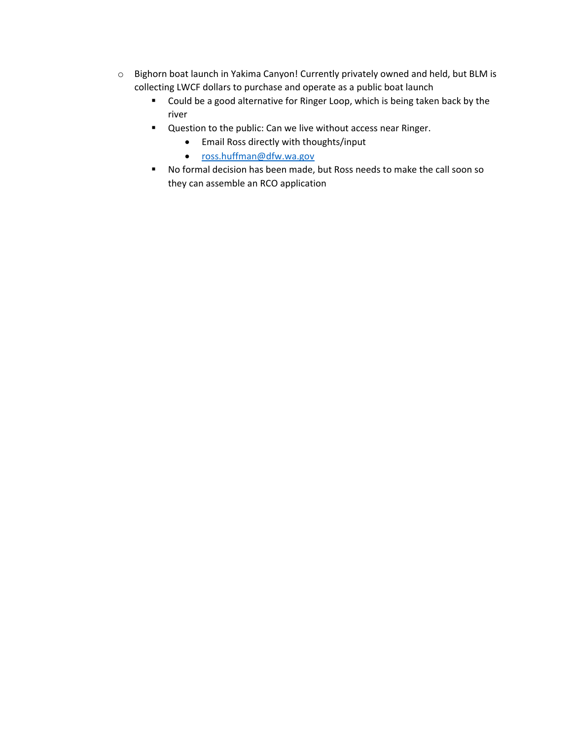- Bighorn boat launch in Yakima Canyon! Currently privately owned and held, but BLM is collecting LWCF dollars to purchase and operate as a public boat launch
  - Could be a good alternative for Ringer Loop, which is being taken back by the river
  - Question to the public: Can we live without access near Ringer.
    - Email Ross directly with thoughts/input
    - [ross.huffman@dfw.wa.gov](mailto:ross.huffman@dfw.wa.gov)
  - No formal decision has been made, but Ross needs to make the call soon so they can assemble an RCO application